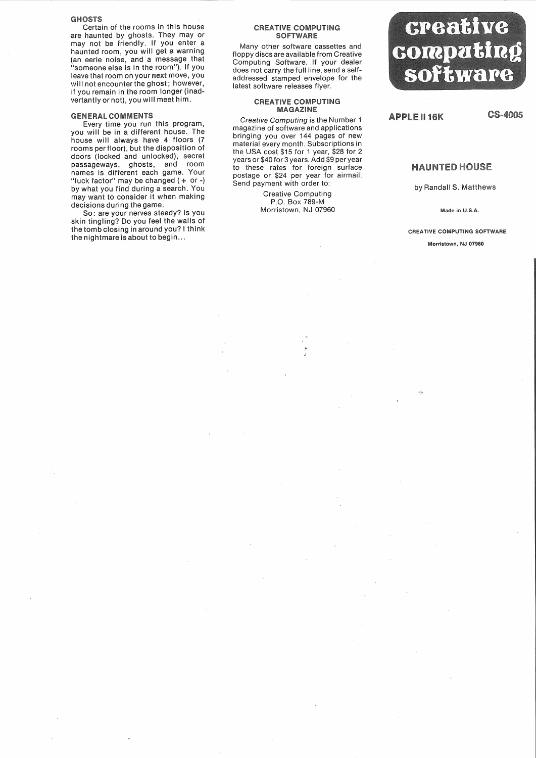### GHOSTS

Certain of the rooms in this house are haunted by ghosts. They may or may not be friendly. If you enter a haunted room, you will get a warning (an eerie noise, and a message that "someone else is in the room"). If you leave that room on your **next** move, you will not encounter the ghost; however, if you remain in the room longer (inadvertantly or not), you will meet him.

### GENERAL COMMENTS

Every time you run this program, you will be in a different house. The house will always have 4 floors (7 rooms per floor), but the disposition of doors (locked and unlocked), secret passageways, ghosts, and room names is different each game. Your "luck factor" may be changed (+ or -) by what you find during a search. You may want to consider it when making decisions during the game.

So: are your nerves steady? Is you skin tingling? Do you feel the walls of the tomb closing in around you? I think the nightmare is about to begin...

### CREATIVE COMPUTING SOFTWARE

Many other software cassettes and floppy discs are available from Creative Computing Software. If your dealer does not carry the full line, send a self-addressed stamped envelope for the latest software releases flyer.

### CREATIVE COMPUTING MAGAZINE

*Creative Computing* is the Number 1 magazine of software and applications bringing you over 144 pages of new material every month. Subscriptions in the USA cost $15 for 1 year, $28 for 2 years or $40 for 3 years. Add $9 per year to these rates for foreign surface postage or $24 per year for airmail. Send payment with order to:

Creative Computing
P.O. Box 789-M
Morristown, NJ 07960

# creative computing software

**APPLE II 16K** **CS-4005**

## HAUNTED HOUSE

by Randall S. Matthews

Made in U.S.A.

CREATIVE COMPUTING SOFTWARE
Morristown, NJ 07960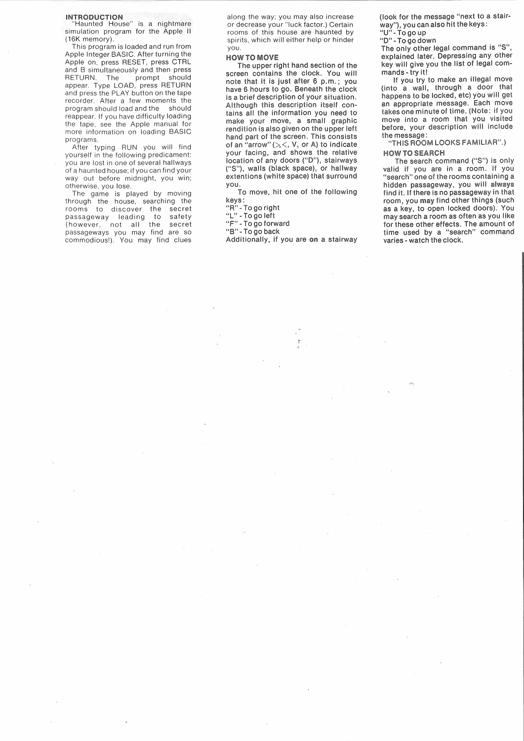## INTRODUCTION

"Haunted House" is a nightmare simulation program for the Apple II (16K memory).

This program is loaded and run from Apple Integer BASIC. After turning the Apple on, press RESET, press CTRL and B simultaneously and then press RETURN. The prompt should appear. Type LOAD, press RETURN and press the PLAY button on the tape recorder. After a few moments the program should load and the should reappear. If you have difficulty loading the tape, see the Apple manual for more information on loading BASIC programs.

After typing RUN you will find yourself in the following predicament: you are lost in one of several hallways of a haunted house; if you can find your way out before midnight, you win; otherwise, you lose.

The game is played by moving through the house, searching the rooms to discover the secret passageway leading to safety (however, not all the secret passageways you may find are so commodious!). You may find clues along the way; you may also increase or decrease your "luck factor.") Certain rooms of this house are haunted by spirits, which will either help or hinder you.

## HOW TO MOVE

The upper right hand section of the screen contains the clock. You will note that it is just after 6 p.m.; you have 6 hours to go. Beneath the clock is a brief description of your situation. Although this description itself contains all the information you need to make your move, a small graphic rendition is also given on the upper left hand part of the screen. This consists of an "arrow" (>, <, V, or A) to indicate your facing, and shows the relative location of any doors ("D"), stairways ("S"), walls (black space), or hallway extentions (white space) that surround you.

To move, hit one of the following keys:

"R" - To go right
"L" - To go left
"F" - To go forward
"B" - To go back

Additionally, if you are **on** a stairway (look for the message "next to a stairway"), you can also hit the keys:

"U" - To go up
"D" - To go down

The only other legal command is "S", explained later. Depressing any other key will give you the list of legal commands - try it!

If you try to make an illegal move (into a wall, through a door that happens to be locked, etc) you will get an appropriate message. Each move takes one minute of time. (Note: if you move into a room that you visited before, your description will include the message:

"THIS ROOM LOOKS FAMILIAR".)

## HOW TO SEARCH

The search command ("S") is only valid if you are in a room. If you "search" one of the rooms containing a hidden passageway, you will **always** find it. If there is no passageway in that room, you **may** find other things (such as a key, to open locked doors). You may search a room as often as you like for these other effects. The amount of time used by a "search" command varies - watch the clock.